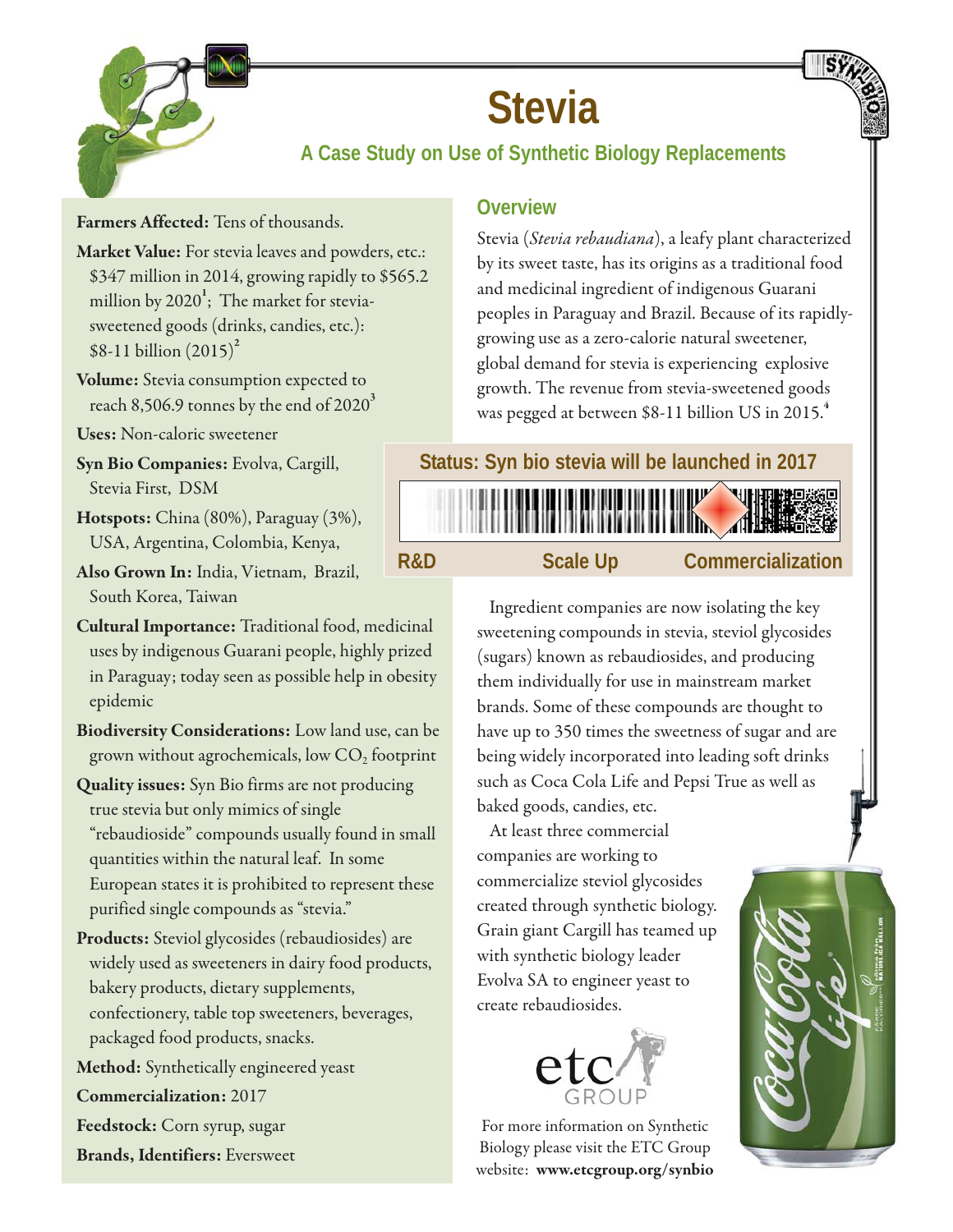# Stevia

## A Case Study on Use of Synthetic Biology Replacements

**Farmers Affected:** Tens of thousands.

**Market Value:** For stevia leaves and powders, etc.: $347 million in 2014, growing rapidly to $565.2 million by 2020[1]; The market for stevia-sweetened goods (drinks, candies, etc.): $8-11 billion (2015)[2]

**Volume:** Stevia consumption expected to reach 8,506.9 tonnes by the end of 2020[3]

**Uses:** Non-caloric sweetener

**Syn Bio Companies:** Evolva, Cargill, Stevia First, DSM

**Hotspots:** China (80%), Paraguay (3%), USA, Argentina, Colombia, Kenya,

**Also Grown In:** India, Vietnam, Brazil, South Korea, Taiwan

**Cultural Importance:** Traditional food, medicinal uses by indigenous Guarani people, highly prized in Paraguay; today seen as possible help in obesity epidemic

**Biodiversity Considerations:** Low land use, can be grown without agrochemicals, low $CO_2$ footprint

**Quality issues:** Syn Bio firms are not producing true stevia but only mimics of single "rebaudioside" compounds usually found in small quantities within the natural leaf. In some European states it is prohibited to represent these purified single compounds as "stevia."

**Products:** Steviol glycosides (rebaudiosides) are widely used as sweeteners in dairy food products, bakery products, dietary supplements, confectionery, table top sweeteners, beverages, packaged food products, snacks.

**Method:** Synthetically engineered yeast

**Commercialization:** 2017

**Feedstock:** Corn syrup, sugar

**Brands, Identifiers:** Eversweet

## Overview

Stevia (*Stevia rebaudiana*), a leafy plant characterized by its sweet taste, has its origins as a traditional food and medicinal ingredient of indigenous Guarani peoples in Paraguay and Brazil. Because of its rapidly-growing use as a zero-calorie natural sweetener, global demand for stevia is experiencing explosive growth. The revenue from stevia-sweetened goods was pegged at between $8-11 billion US in 2015.[4]

**Status: Syn bio stevia will be launched in 2017**

R&D — Scale Up — Commercialization

Ingredient companies are now isolating the key sweetening compounds in stevia, steviol glycosides (sugars) known as rebaudiosides, and producing them individually for use in mainstream market brands. Some of these compounds are thought to have up to 350 times the sweetness of sugar and are being widely incorporated into leading soft drinks such as Coca Cola Life and Pepsi True as well as baked goods, candies, etc.

At least three commercial companies are working to commercialize steviol glycosides created through synthetic biology. Grain giant Cargill has teamed up with synthetic biology leader Evolva SA to engineer yeast to create rebaudiosides.

For more information on Synthetic Biology please visit the ETC Group website: **www.etcgroup.org/synbio**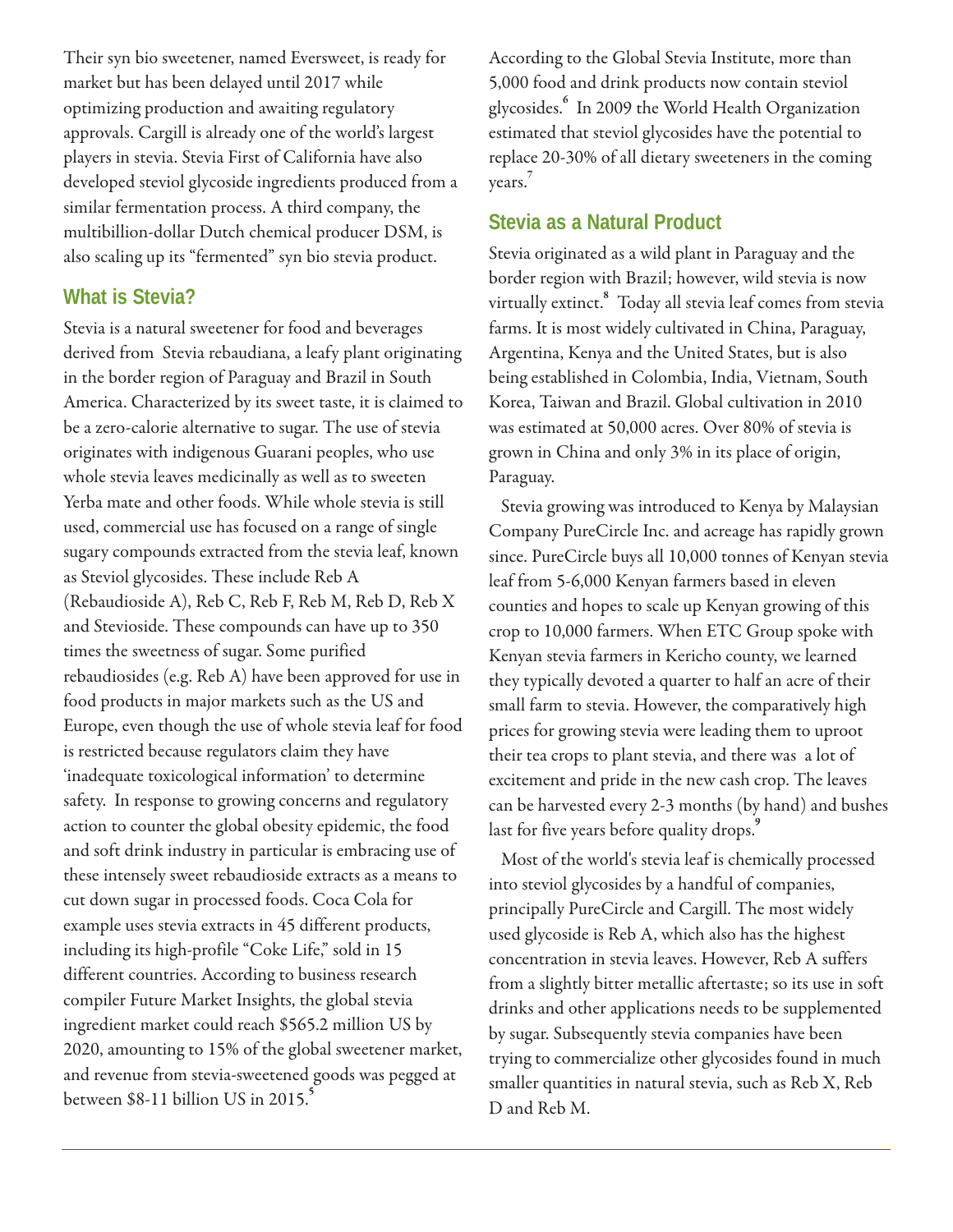Their syn bio sweetener, named Eversweet, is ready for market but has been delayed until 2017 while optimizing production and awaiting regulatory approvals. Cargill is already one of the world's largest players in stevia. Stevia First of California have also developed steviol glycoside ingredients produced from a similar fermentation process. A third company, the multibillion-dollar Dutch chemical producer DSM, is also scaling up its "fermented" syn bio stevia product.

## What is Stevia?

Stevia is a natural sweetener for food and beverages derived from Stevia rebaudiana, a leafy plant originating in the border region of Paraguay and Brazil in South America. Characterized by its sweet taste, it is claimed to be a zero-calorie alternative to sugar. The use of stevia originates with indigenous Guarani peoples, who use whole stevia leaves medicinally as well as to sweeten Yerba mate and other foods. While whole stevia is still used, commercial use has focused on a range of single sugary compounds extracted from the stevia leaf, known as Steviol glycosides. These include Reb A (Rebaudioside A), Reb C, Reb F, Reb M, Reb D, Reb X and Stevioside. These compounds can have up to 350 times the sweetness of sugar. Some purified rebaudiosides (e.g. Reb A) have been approved for use in food products in major markets such as the US and Europe, even though the use of whole stevia leaf for food is restricted because regulators claim they have 'inadequate toxicological information' to determine safety. In response to growing concerns and regulatory action to counter the global obesity epidemic, the food and soft drink industry in particular is embracing use of these intensely sweet rebaudioside extracts as a means to cut down sugar in processed foods. Coca Cola for example uses stevia extracts in 45 different products, including its high-profile "Coke Life," sold in 15 different countries. According to business research compiler Future Market Insights, the global stevia ingredient market could reach $565.2 million US by 2020, amounting to 15% of the global sweetener market, and revenue from stevia-sweetened goods was pegged at between $8-11 billion US in 2015.[5]

According to the Global Stevia Institute, more than 5,000 food and drink products now contain steviol glycosides.[6] In 2009 the World Health Organization estimated that steviol glycosides have the potential to replace 20-30% of all dietary sweeteners in the coming years.[7]

## Stevia as a Natural Product

Stevia originated as a wild plant in Paraguay and the border region with Brazil; however, wild stevia is now virtually extinct.[8] Today all stevia leaf comes from stevia farms. It is most widely cultivated in China, Paraguay, Argentina, Kenya and the United States, but is also being established in Colombia, India, Vietnam, South Korea, Taiwan and Brazil. Global cultivation in 2010 was estimated at 50,000 acres. Over 80% of stevia is grown in China and only 3% in its place of origin, Paraguay.

Stevia growing was introduced to Kenya by Malaysian Company PureCircle Inc. and acreage has rapidly grown since. PureCircle buys all 10,000 tonnes of Kenyan stevia leaf from 5-6,000 Kenyan farmers based in eleven counties and hopes to scale up Kenyan growing of this crop to 10,000 farmers. When ETC Group spoke with Kenyan stevia farmers in Kericho county, we learned they typically devoted a quarter to half an acre of their small farm to stevia. However, the comparatively high prices for growing stevia were leading them to uproot their tea crops to plant stevia, and there was a lot of excitement and pride in the new cash crop. The leaves can be harvested every 2-3 months (by hand) and bushes last for five years before quality drops.[9]

Most of the world's stevia leaf is chemically processed into steviol glycosides by a handful of companies, principally PureCircle and Cargill. The most widely used glycoside is Reb A, which also has the highest concentration in stevia leaves. However, Reb A suffers from a slightly bitter metallic aftertaste; so its use in soft drinks and other applications needs to be supplemented by sugar. Subsequently stevia companies have been trying to commercialize other glycosides found in much smaller quantities in natural stevia, such as Reb X, Reb D and Reb M.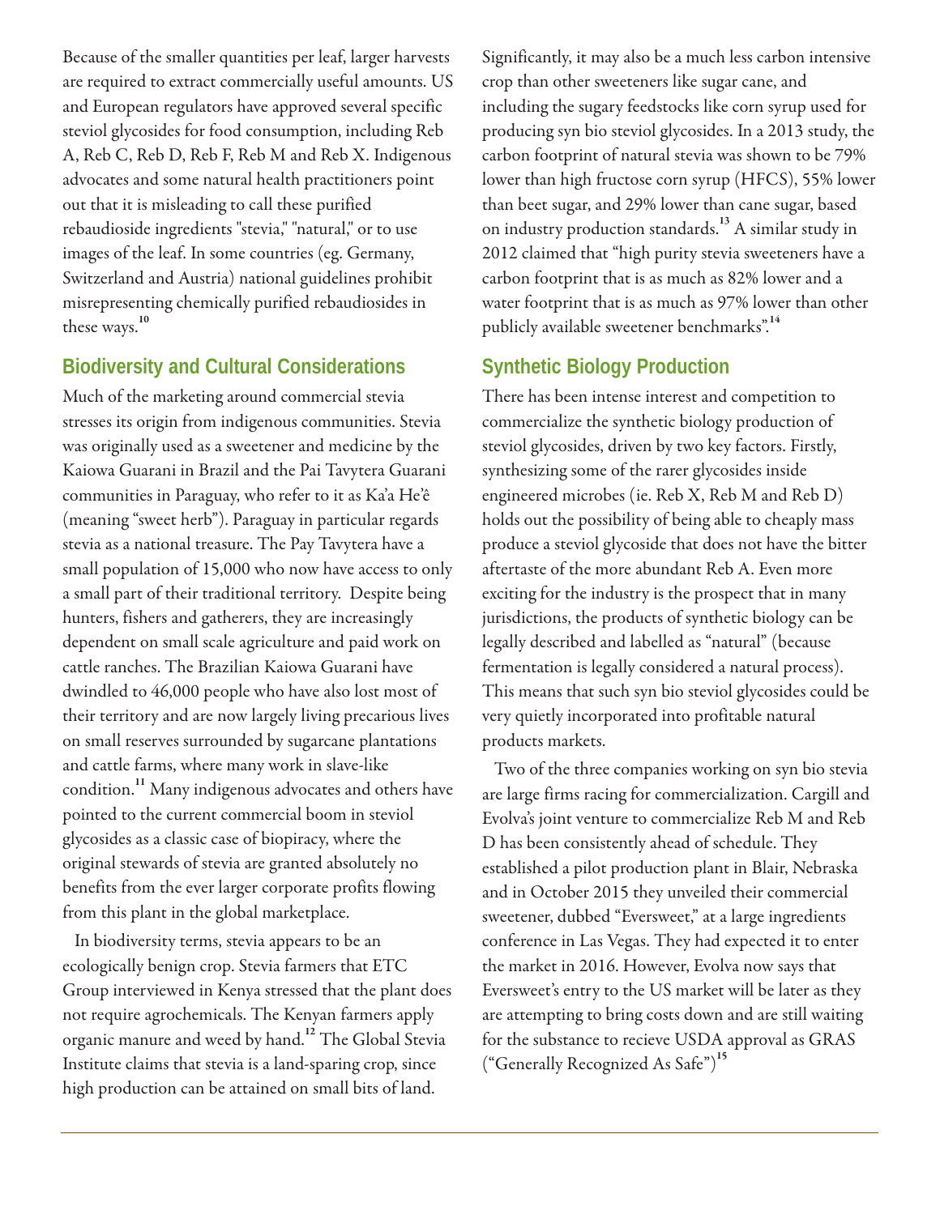Because of the smaller quantities per leaf, larger harvests are required to extract commercially useful amounts. US and European regulators have approved several specific steviol glycosides for food consumption, including Reb A, Reb C, Reb D, Reb F, Reb M and Reb X. Indigenous advocates and some natural health practitioners point out that it is misleading to call these purified rebaudioside ingredients "stevia," "natural," or to use images of the leaf. In some countries (eg. Germany, Switzerland and Austria) national guidelines prohibit misrepresenting chemically purified rebaudiosides in these ways.[10]

## Biodiversity and Cultural Considerations

Much of the marketing around commercial stevia stresses its origin from indigenous communities. Stevia was originally used as a sweetener and medicine by the Kaiowa Guarani in Brazil and the Pai Tavytera Guarani communities in Paraguay, who refer to it as Ka'a He'ê (meaning "sweet herb"). Paraguay in particular regards stevia as a national treasure. The Pay Tavytera have a small population of 15,000 who now have access to only a small part of their traditional territory. Despite being hunters, fishers and gatherers, they are increasingly dependent on small scale agriculture and paid work on cattle ranches. The Brazilian Kaiowa Guarani have dwindled to 46,000 people who have also lost most of their territory and are now largely living precarious lives on small reserves surrounded by sugarcane plantations and cattle farms, where many work in slave-like condition.[11] Many indigenous advocates and others have pointed to the current commercial boom in steviol glycosides as a classic case of biopiracy, where the original stewards of stevia are granted absolutely no benefits from the ever larger corporate profits flowing from this plant in the global marketplace.

In biodiversity terms, stevia appears to be an ecologically benign crop. Stevia farmers that ETC Group interviewed in Kenya stressed that the plant does not require agrochemicals. The Kenyan farmers apply organic manure and weed by hand.[12] The Global Stevia Institute claims that stevia is a land-sparing crop, since high production can be attained on small bits of land.

Significantly, it may also be a much less carbon intensive crop than other sweeteners like sugar cane, and including the sugary feedstocks like corn syrup used for producing syn bio steviol glycosides. In a 2013 study, the carbon footprint of natural stevia was shown to be 79% lower than high fructose corn syrup (HFCS), 55% lower than beet sugar, and 29% lower than cane sugar, based on industry production standards.[13] A similar study in 2012 claimed that "high purity stevia sweeteners have a carbon footprint that is as much as 82% lower and a water footprint that is as much as 97% lower than other publicly available sweetener benchmarks".[14]

## Synthetic Biology Production

There has been intense interest and competition to commercialize the synthetic biology production of steviol glycosides, driven by two key factors. Firstly, synthesizing some of the rarer glycosides inside engineered microbes (ie. Reb X, Reb M and Reb D) holds out the possibility of being able to cheaply mass produce a steviol glycoside that does not have the bitter aftertaste of the more abundant Reb A. Even more exciting for the industry is the prospect that in many jurisdictions, the products of synthetic biology can be legally described and labelled as "natural" (because fermentation is legally considered a natural process). This means that such syn bio steviol glycosides could be very quietly incorporated into profitable natural products markets.

Two of the three companies working on syn bio stevia are large firms racing for commercialization. Cargill and Evolva's joint venture to commercialize Reb M and Reb D has been consistently ahead of schedule. They established a pilot production plant in Blair, Nebraska and in October 2015 they unveiled their commercial sweetener, dubbed "Eversweet," at a large ingredients conference in Las Vegas. They had expected it to enter the market in 2016. However, Evolva now says that Eversweet's entry to the US market will be later as they are attempting to bring costs down and are still waiting for the substance to recieve USDA approval as GRAS ("Generally Recognized As Safe")[15]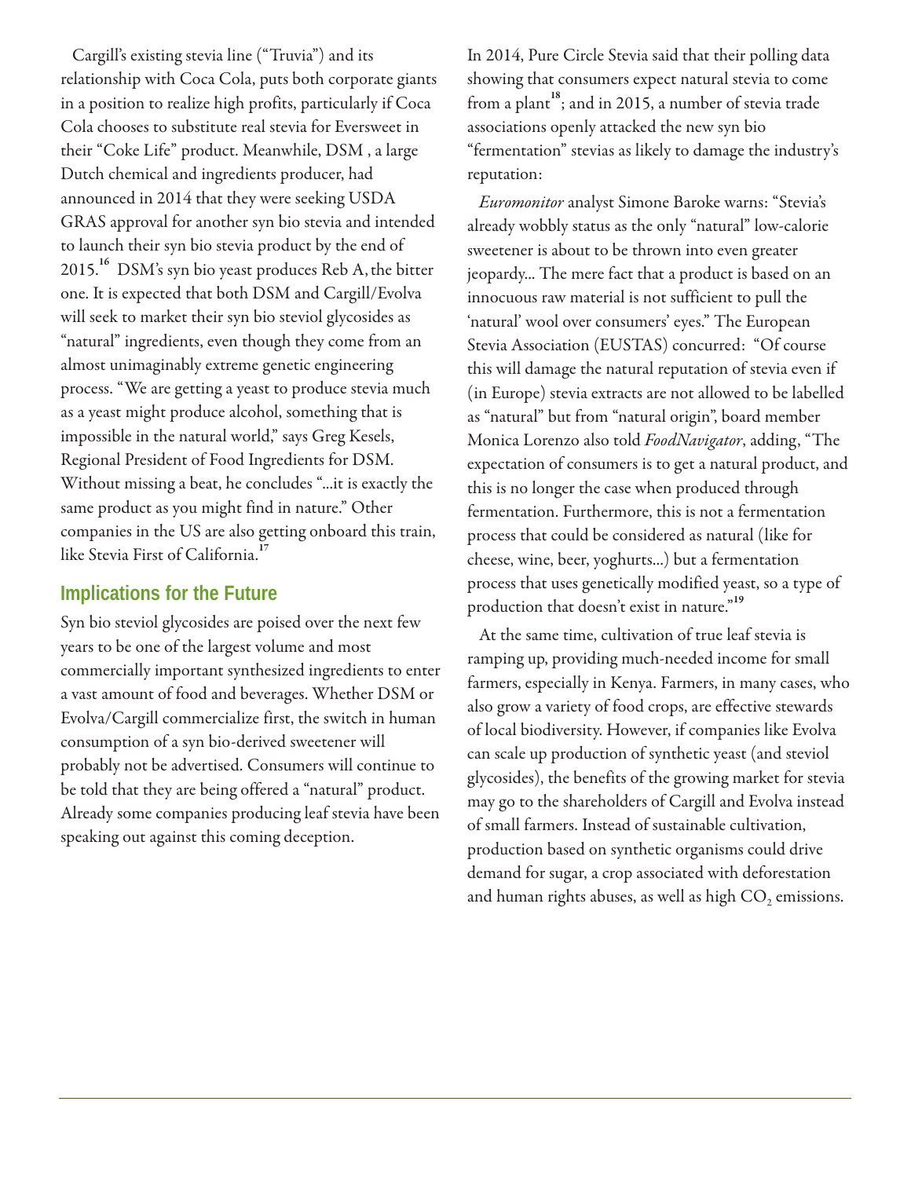Cargill's existing stevia line ("Truvia") and its relationship with Coca Cola, puts both corporate giants in a position to realize high profits, particularly if Coca Cola chooses to substitute real stevia for Eversweet in their "Coke Life" product. Meanwhile, DSM , a large Dutch chemical and ingredients producer, had announced in 2014 that they were seeking USDA GRAS approval for another syn bio stevia and intended to launch their syn bio stevia product by the end of 2015.[16] DSM's syn bio yeast produces Reb A, the bitter one. It is expected that both DSM and Cargill/Evolva will seek to market their syn bio steviol glycosides as "natural" ingredients, even though they come from an almost unimaginably extreme genetic engineering process. "We are getting a yeast to produce stevia much as a yeast might produce alcohol, something that is impossible in the natural world," says Greg Kesels, Regional President of Food Ingredients for DSM. Without missing a beat, he concludes "...it is exactly the same product as you might find in nature." Other companies in the US are also getting onboard this train, like Stevia First of California.[17]

## Implications for the Future

Syn bio steviol glycosides are poised over the next few years to be one of the largest volume and most commercially important synthesized ingredients to enter a vast amount of food and beverages. Whether DSM or Evolva/Cargill commercialize first, the switch in human consumption of a syn bio-derived sweetener will probably not be advertised. Consumers will continue to be told that they are being offered a "natural" product. Already some companies producing leaf stevia have been speaking out against this coming deception.

In 2014, Pure Circle Stevia said that their polling data showing that consumers expect natural stevia to come from a plant[18]; and in 2015, a number of stevia trade associations openly attacked the new syn bio "fermentation" stevias as likely to damage the industry's reputation:

*Euromonitor* analyst Simone Baroke warns: "Stevia's already wobbly status as the only "natural" low-calorie sweetener is about to be thrown into even greater jeopardy... The mere fact that a product is based on an innocuous raw material is not sufficient to pull the 'natural' wool over consumers' eyes." The European Stevia Association (EUSTAS) concurred: "Of course this will damage the natural reputation of stevia even if (in Europe) stevia extracts are not allowed to be labelled as "natural" but from "natural origin", board member Monica Lorenzo also told *FoodNavigator*, adding, "The expectation of consumers is to get a natural product, and this is no longer the case when produced through fermentation. Furthermore, this is not a fermentation process that could be considered as natural (like for cheese, wine, beer, yoghurts...) but a fermentation process that uses genetically modified yeast, so a type of production that doesn't exist in nature."[19]

At the same time, cultivation of true leaf stevia is ramping up, providing much-needed income for small farmers, especially in Kenya. Farmers, in many cases, who also grow a variety of food crops, are effective stewards of local biodiversity. However, if companies like Evolva can scale up production of synthetic yeast (and steviol glycosides), the benefits of the growing market for stevia may go to the shareholders of Cargill and Evolva instead of small farmers. Instead of sustainable cultivation, production based on synthetic organisms could drive demand for sugar, a crop associated with deforestation and human rights abuses, as well as high $CO_2$ emissions.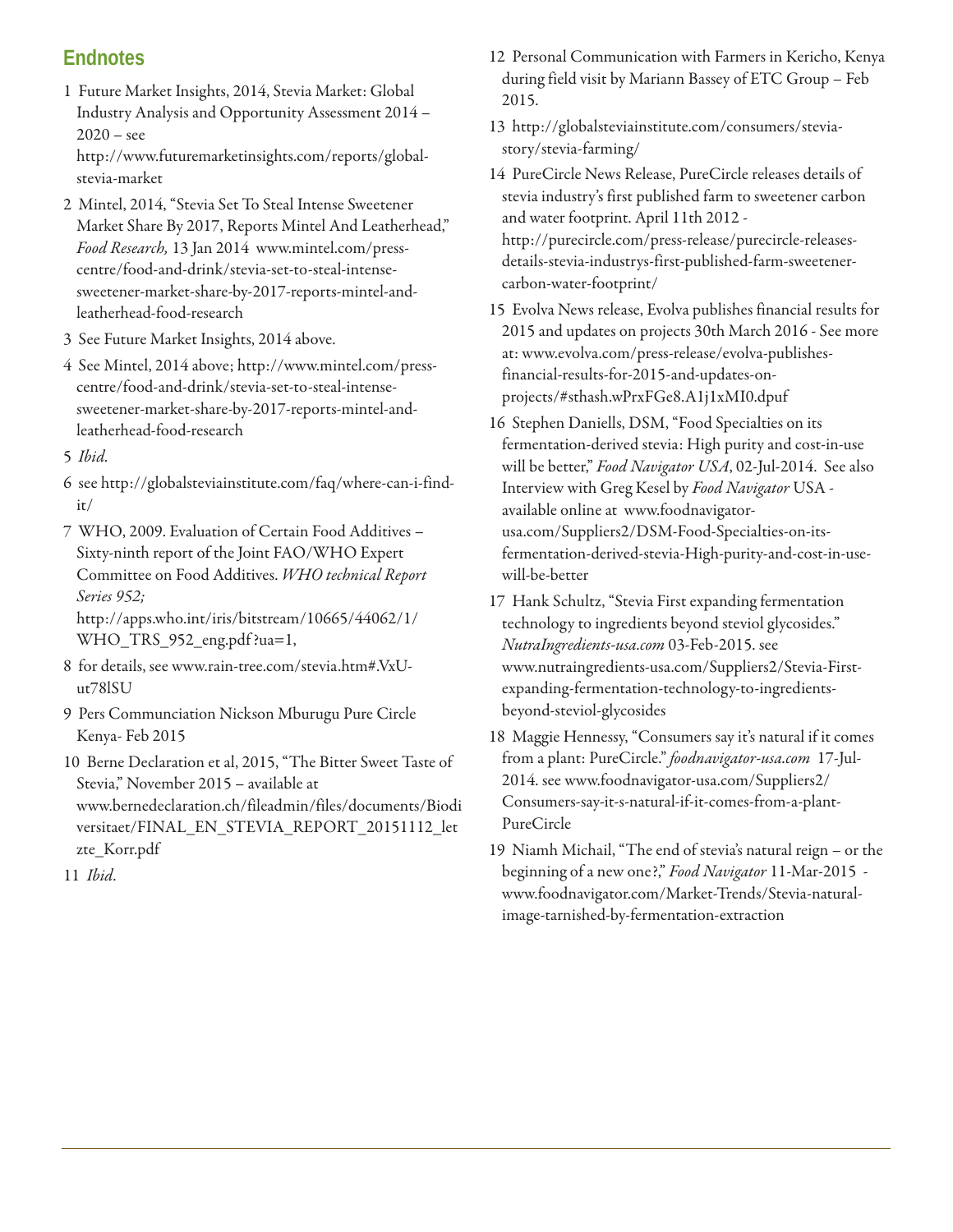## Endnotes

1 Future Market Insights, 2014, Stevia Market: Global Industry Analysis and Opportunity Assessment 2014 – 2020 – see http://www.futuremarketinsights.com/reports/global-stevia-market

2 Mintel, 2014, "Stevia Set To Steal Intense Sweetener Market Share By 2017, Reports Mintel And Leatherhead," *Food Research,* 13 Jan 2014 www.mintel.com/press-centre/food-and-drink/stevia-set-to-steal-intense-sweetener-market-share-by-2017-reports-mintel-and-leatherhead-food-research

3 See Future Market Insights, 2014 above.

4 See Mintel, 2014 above; http://www.mintel.com/press-centre/food-and-drink/stevia-set-to-steal-intense-sweetener-market-share-by-2017-reports-mintel-and-leatherhead-food-research

5 *Ibid*.

6 see http://globalsteviainstitute.com/faq/where-can-i-find-it/

7 WHO, 2009. Evaluation of Certain Food Additives – Sixty-ninth report of the Joint FAO/WHO Expert Committee on Food Additives. *WHO technical Report Series 952;* http://apps.who.int/iris/bitstream/10665/44062/1/WHO_TRS_952_eng.pdf?ua=1,

8 for details, see www.rain-tree.com/stevia.htm#.VxU-ut78lSU

9 Pers Communciation Nickson Mburugu Pure Circle Kenya- Feb 2015

10 Berne Declaration et al, 2015, "The Bitter Sweet Taste of Stevia," November 2015 – available at www.bernedeclaration.ch/fileadmin/files/documents/Biodiversitaet/FINAL_EN_STEVIA_REPORT_20151112_letzte_Korr.pdf

11 *Ibid*.

12 Personal Communication with Farmers in Kericho, Kenya during field visit by Mariann Bassey of ETC Group – Feb 2015.

13 http://globalsteviainstitute.com/consumers/stevia-story/stevia-farming/

14 PureCircle News Release, PureCircle releases details of stevia industry's first published farm to sweetener carbon and water footprint. April 11th 2012 - http://purecircle.com/press-release/purecircle-releases-details-stevia-industrys-first-published-farm-sweetener-carbon-water-footprint/

15 Evolva News release, Evolva publishes financial results for 2015 and updates on projects 30th March 2016 - See more at: www.evolva.com/press-release/evolva-publishes-financial-results-for-2015-and-updates-on-projects/#sthash.wPrxFGe8.A1j1xMI0.dpuf

16 Stephen Daniells, DSM, "Food Specialties on its fermentation-derived stevia: High purity and cost-in-use will be better," *Food Navigator USA*, 02-Jul-2014. See also Interview with Greg Kesel by *Food Navigator* USA - available online at www.foodnavigator-usa.com/Suppliers2/DSM-Food-Specialties-on-its-fermentation-derived-stevia-High-purity-and-cost-in-use-will-be-better

17 Hank Schultz, "Stevia First expanding fermentation technology to ingredients beyond steviol glycosides." *NutraIngredients-usa.com* 03-Feb-2015. see www.nutraingredients-usa.com/Suppliers2/Stevia-First-expanding-fermentation-technology-to-ingredients-beyond-steviol-glycosides

18 Maggie Hennessy, "Consumers say it's natural if it comes from a plant: PureCircle." *foodnavigator-usa.com* 17-Jul-2014. see www.foodnavigator-usa.com/Suppliers2/Consumers-say-it-s-natural-if-it-comes-from-a-plant-PureCircle

19 Niamh Michail, "The end of stevia's natural reign – or the beginning of a new one?," *Food Navigator* 11-Mar-2015 - www.foodnavigator.com/Market-Trends/Stevia-natural-image-tarnished-by-fermentation-extraction